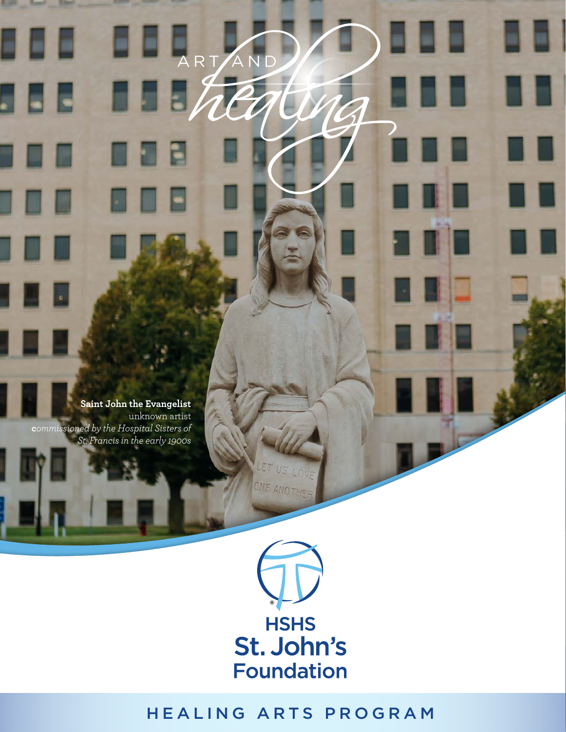# ART AND *healing*

**Saint John the Evangelist**
unknown artist
*commissioned by the Hospital Sisters of St. Francis in the early 1900s*

LET US LOVE ONE ANOTHER

HSHS
St. John's
Foundation

HEALING ARTS PROGRAM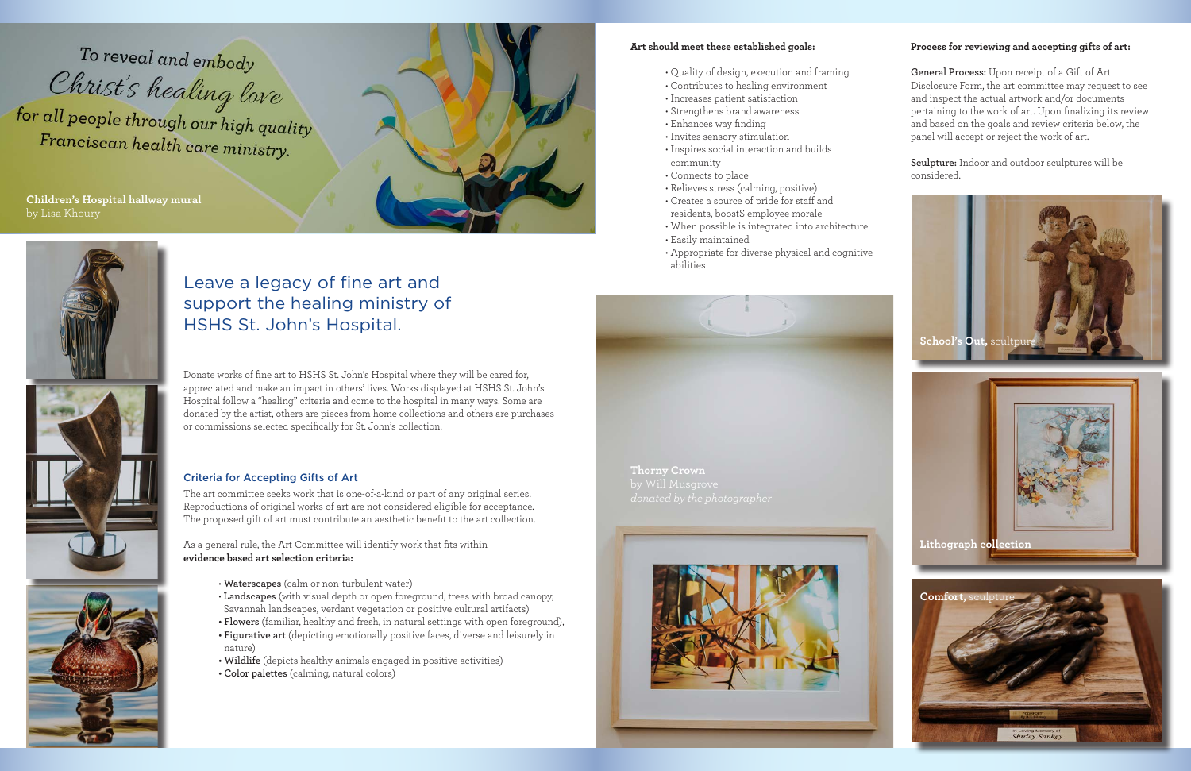To reveal and embody Christ's healing love for all people through our high quality Franciscan health care ministry.

**Children's Hospital hallway mural**
by Lisa Khoury

## Leave a legacy of fine art and support the healing ministry of HSHS St. John's Hospital.

Donate works of fine art to HSHS St. John's Hospital where they will be cared for, appreciated and make an impact in others' lives. Works displayed at HSHS St. John's Hospital follow a "healing" criteria and come to the hospital in many ways. Some are donated by the artist, others are pieces from home collections and others are purchases or commissions selected specifically for St. John's collection.

### Criteria for Accepting Gifts of Art

The art committee seeks work that is one-of-a-kind or part of any original series. Reproductions of original works of art are not considered eligible for acceptance. The proposed gift of art must contribute an aesthetic benefit to the art collection.

As a general rule, the Art Committee will identify work that fits within **evidence based art selection criteria:**

- **Waterscapes** (calm or non-turbulent water)
- **Landscapes** (with visual depth or open foreground, trees with broad canopy, Savannah landscapes, verdant vegetation or positive cultural artifacts)
- **Flowers** (familiar, healthy and fresh, in natural settings with open foreground),
- **Figurative art** (depicting emotionally positive faces, diverse and leisurely in nature)
- **Wildlife** (depicts healthy animals engaged in positive activities)
- **Color palettes** (calming, natural colors)

**Art should meet these established goals:**

- Quality of design, execution and framing
- Contributes to healing environment
- Increases patient satisfaction
- Strengthens brand awareness
- Enhances way finding
- Invites sensory stimulation
- Inspires social interaction and builds community
- Connects to place
- Relieves stress (calming, positive)
- Creates a source of pride for staff and residents, boostS employee morale
- When possible is integrated into architecture
- Easily maintained
- Appropriate for diverse physical and cognitive abilities

**Thorny Crown**
by Will Musgrove
*donated by the photographer*

**Process for reviewing and accepting gifts of art:**

**General Process:** Upon receipt of a Gift of Art Disclosure Form, the art committee may request to see and inspect the actual artwork and/or documents pertaining to the work of art. Upon finalizing its review and based on the goals and review criteria below, the panel will accept or reject the work of art.

**Sculpture:** Indoor and outdoor sculptures will be considered.

**School's Out,** sculpture

**Lithograph collection**

**Comfort,** sculpture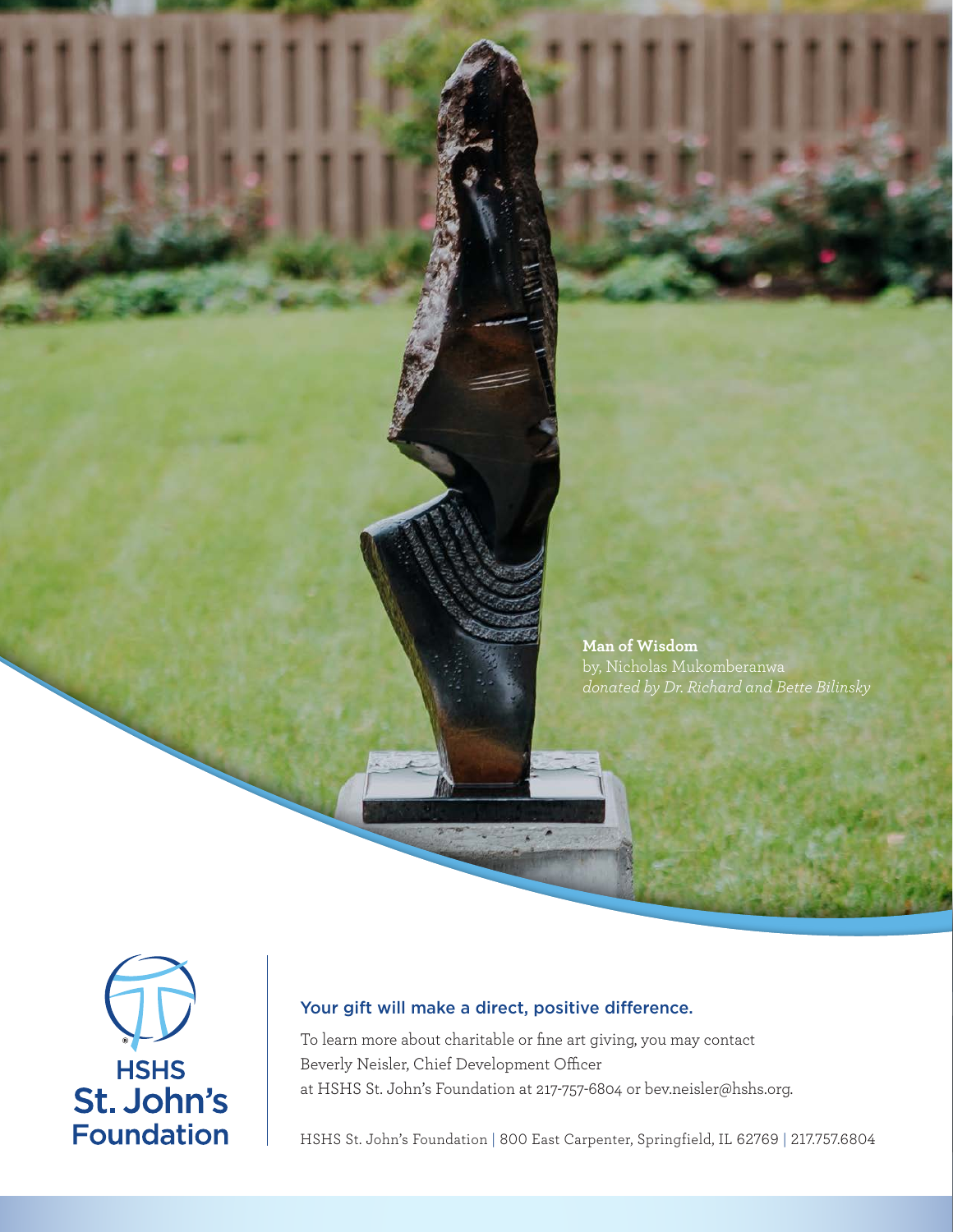**Man of Wisdom**
by, Nicholas Mukomberanwa
*donated by Dr. Richard and Bette Bilinsky*

HSHS St. John's Foundation

## Your gift will make a direct, positive difference.

To learn more about charitable or fine art giving, you may contact Beverly Neisler, Chief Development Officer at HSHS St. John's Foundation at 217-757-6804 or bev.neisler@hshs.org.

HSHS St. John's Foundation | 800 East Carpenter, Springfield, IL 62769 | 217.757.6804